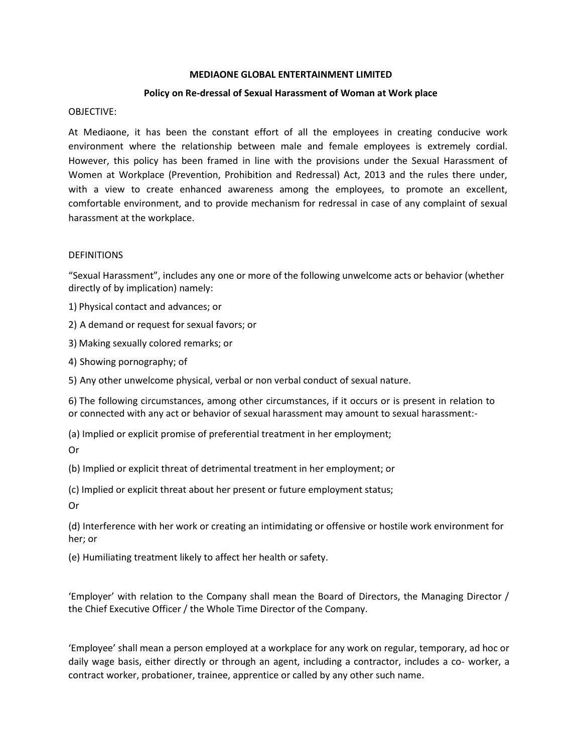**MEDIAONE GLOBAL ENTERTAINMENT LIMITED**

**Policy on Re-dressal of Sexual Harassment of Woman at Work place**

OBJECTIVE:

At Mediaone, it has been the constant effort of all the employees in creating conducive work environment where the relationship between male and female employees is extremely cordial. However, this policy has been framed in line with the provisions under the Sexual Harassment of Women at Workplace (Prevention, Prohibition and Redressal) Act, 2013 and the rules there under, with a view to create enhanced awareness among the employees, to promote an excellent, comfortable environment, and to provide mechanism for redressal in case of any complaint of sexual harassment at the workplace.

DEFINITIONS

"Sexual Harassment", includes any one or more of the following unwelcome acts or behavior (whether directly of by implication) namely:

1) Physical contact and advances; or

2) A demand or request for sexual favors; or

3) Making sexually colored remarks; or

4) Showing pornography; of

5) Any other unwelcome physical, verbal or non verbal conduct of sexual nature.

6) The following circumstances, among other circumstances, if it occurs or is present in relation to or connected with any act or behavior of sexual harassment may amount to sexual harassment:-

(a) Implied or explicit promise of preferential treatment in her employment;

Or

(b) Implied or explicit threat of detrimental treatment in her employment; or

(c) Implied or explicit threat about her present or future employment status;

Or

(d) Interference with her work or creating an intimidating or offensive or hostile work environment for her; or

(e) Humiliating treatment likely to affect her health or safety.

'Employer' with relation to the Company shall mean the Board of Directors, the Managing Director / the Chief Executive Officer / the Whole Time Director of the Company.

'Employee' shall mean a person employed at a workplace for any work on regular, temporary, ad hoc or daily wage basis, either directly or through an agent, including a contractor, includes a co- worker, a contract worker, probationer, trainee, apprentice or called by any other such name.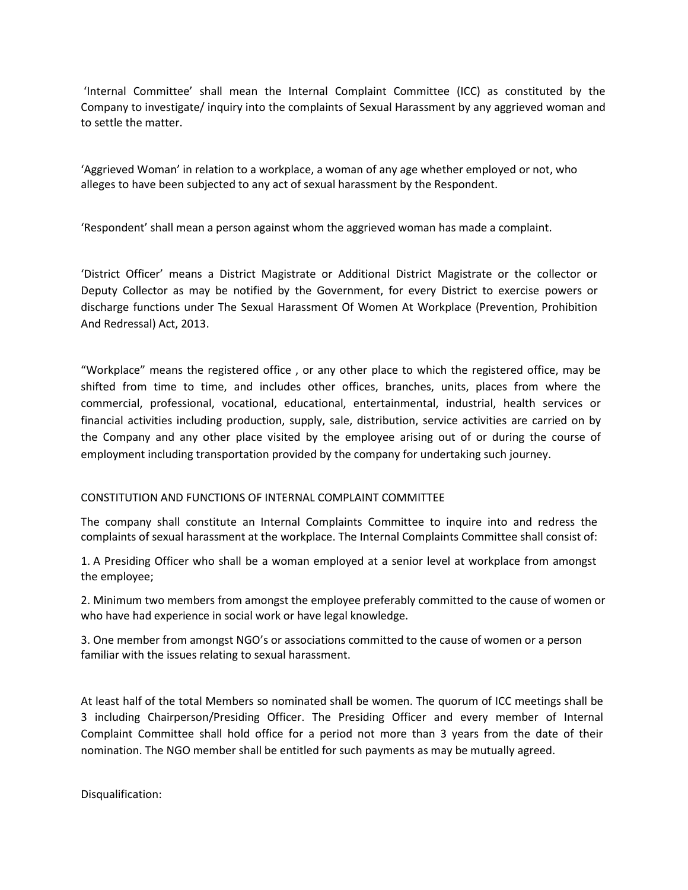'Internal Committee' shall mean the Internal Complaint Committee (ICC) as constituted by the Company to investigate/ inquiry into the complaints of Sexual Harassment by any aggrieved woman and to settle the matter.

'Aggrieved Woman' in relation to a workplace, a woman of any age whether employed or not, who alleges to have been subjected to any act of sexual harassment by the Respondent.

'Respondent' shall mean a person against whom the aggrieved woman has made a complaint.

'District Officer' means a District Magistrate or Additional District Magistrate or the collector or Deputy Collector as may be notified by the Government, for every District to exercise powers or discharge functions under The Sexual Harassment Of Women At Workplace (Prevention, Prohibition And Redressal) Act, 2013.

"Workplace" means the registered office , or any other place to which the registered office, may be shifted from time to time, and includes other offices, branches, units, places from where the commercial, professional, vocational, educational, entertainmental, industrial, health services or financial activities including production, supply, sale, distribution, service activities are carried on by the Company and any other place visited by the employee arising out of or during the course of employment including transportation provided by the company for undertaking such journey.

## CONSTITUTION AND FUNCTIONS OF INTERNAL COMPLAINT COMMITTEE

The company shall constitute an Internal Complaints Committee to inquire into and redress the complaints of sexual harassment at the workplace. The Internal Complaints Committee shall consist of:

1. A Presiding Officer who shall be a woman employed at a senior level at workplace from amongst the employee;

2. Minimum two members from amongst the employee preferably committed to the cause of women or who have had experience in social work or have legal knowledge.

3. One member from amongst NGO's or associations committed to the cause of women or a person familiar with the issues relating to sexual harassment.

At least half of the total Members so nominated shall be women. The quorum of ICC meetings shall be 3 including Chairperson/Presiding Officer. The Presiding Officer and every member of Internal Complaint Committee shall hold office for a period not more than 3 years from the date of their nomination. The NGO member shall be entitled for such payments as may be mutually agreed.

Disqualification: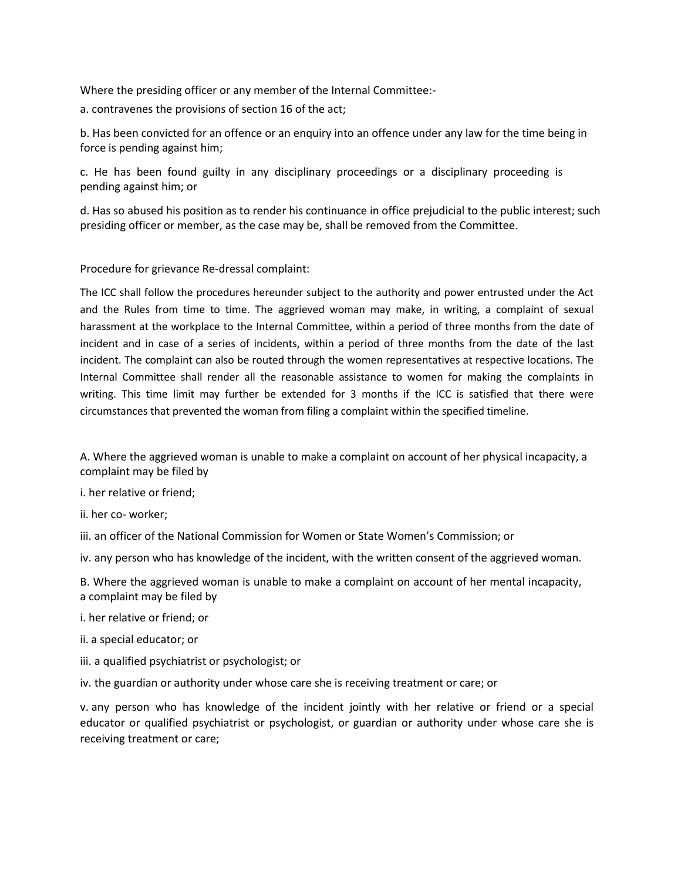Where the presiding officer or any member of the Internal Committee:-

a. contravenes the provisions of section 16 of the act;

b. Has been convicted for an offence or an enquiry into an offence under any law for the time being in force is pending against him;

c. He has been found guilty in any disciplinary proceedings or a disciplinary proceeding is pending against him; or

d. Has so abused his position as to render his continuance in office prejudicial to the public interest; such presiding officer or member, as the case may be, shall be removed from the Committee.

Procedure for grievance Re-dressal complaint:

The ICC shall follow the procedures hereunder subject to the authority and power entrusted under the Act and the Rules from time to time. The aggrieved woman may make, in writing, a complaint of sexual harassment at the workplace to the Internal Committee, within a period of three months from the date of incident and in case of a series of incidents, within a period of three months from the date of the last incident. The complaint can also be routed through the women representatives at respective locations. The Internal Committee shall render all the reasonable assistance to women for making the complaints in writing. This time limit may further be extended for 3 months if the ICC is satisfied that there were circumstances that prevented the woman from filing a complaint within the specified timeline.

A. Where the aggrieved woman is unable to make a complaint on account of her physical incapacity, a complaint may be filed by

i. her relative or friend;

ii. her co- worker;

iii. an officer of the National Commission for Women or State Women's Commission; or

iv. any person who has knowledge of the incident, with the written consent of the aggrieved woman.

B. Where the aggrieved woman is unable to make a complaint on account of her mental incapacity, a complaint may be filed by

i. her relative or friend; or

ii. a special educator; or

iii. a qualified psychiatrist or psychologist; or

iv. the guardian or authority under whose care she is receiving treatment or care; or

v. any person who has knowledge of the incident jointly with her relative or friend or a special educator or qualified psychiatrist or psychologist, or guardian or authority under whose care she is receiving treatment or care;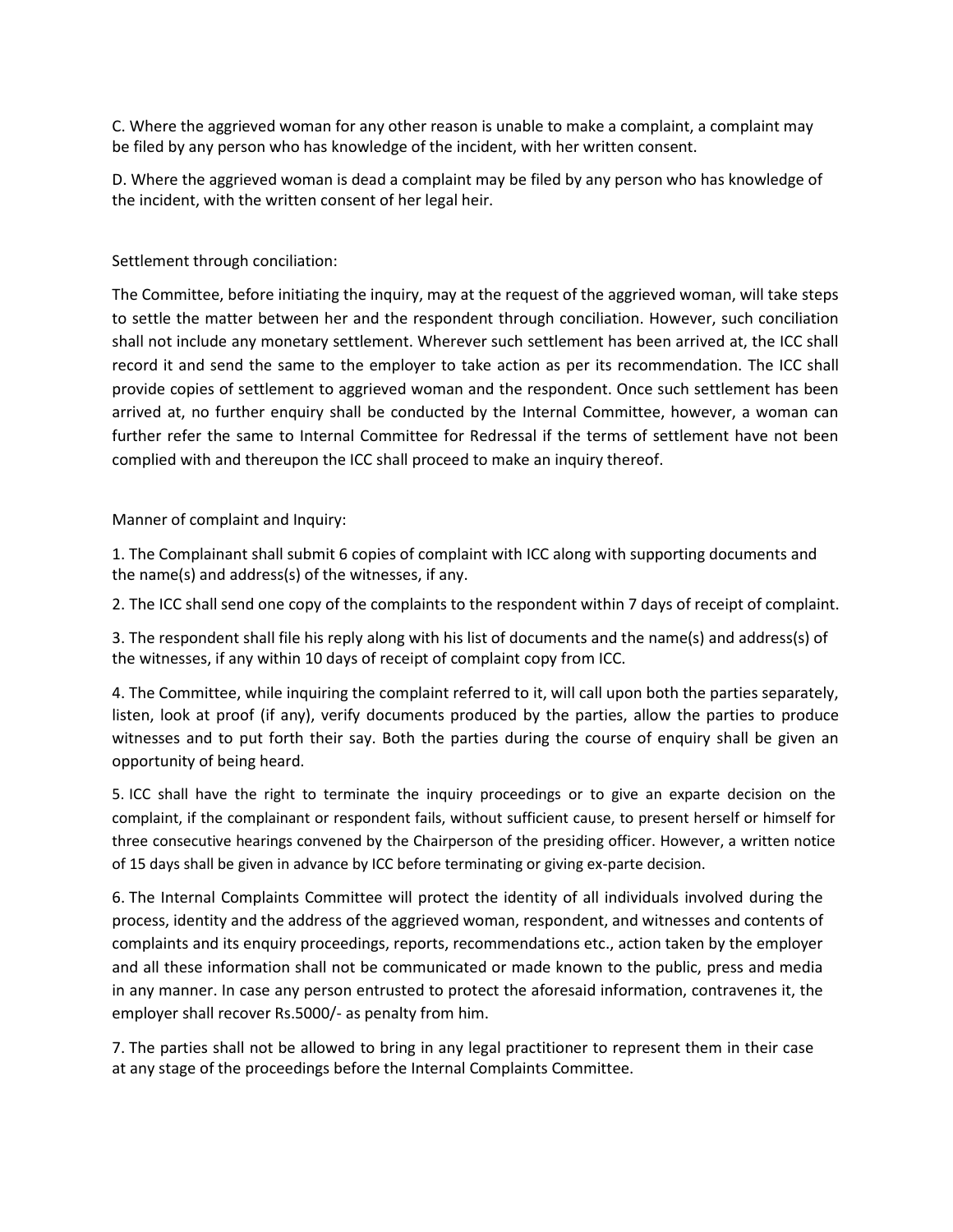C. Where the aggrieved woman for any other reason is unable to make a complaint, a complaint may be filed by any person who has knowledge of the incident, with her written consent.

D. Where the aggrieved woman is dead a complaint may be filed by any person who has knowledge of the incident, with the written consent of her legal heir.

Settlement through conciliation:

The Committee, before initiating the inquiry, may at the request of the aggrieved woman, will take steps to settle the matter between her and the respondent through conciliation. However, such conciliation shall not include any monetary settlement. Wherever such settlement has been arrived at, the ICC shall record it and send the same to the employer to take action as per its recommendation. The ICC shall provide copies of settlement to aggrieved woman and the respondent. Once such settlement has been arrived at, no further enquiry shall be conducted by the Internal Committee, however, a woman can further refer the same to Internal Committee for Redressal if the terms of settlement have not been complied with and thereupon the ICC shall proceed to make an inquiry thereof.

Manner of complaint and Inquiry:

1. The Complainant shall submit 6 copies of complaint with ICC along with supporting documents and the name(s) and address(s) of the witnesses, if any.

2. The ICC shall send one copy of the complaints to the respondent within 7 days of receipt of complaint.

3. The respondent shall file his reply along with his list of documents and the name(s) and address(s) of the witnesses, if any within 10 days of receipt of complaint copy from ICC.

4. The Committee, while inquiring the complaint referred to it, will call upon both the parties separately, listen, look at proof (if any), verify documents produced by the parties, allow the parties to produce witnesses and to put forth their say. Both the parties during the course of enquiry shall be given an opportunity of being heard.

5. ICC shall have the right to terminate the inquiry proceedings or to give an exparte decision on the complaint, if the complainant or respondent fails, without sufficient cause, to present herself or himself for three consecutive hearings convened by the Chairperson of the presiding officer. However, a written notice of 15 days shall be given in advance by ICC before terminating or giving ex-parte decision.

6. The Internal Complaints Committee will protect the identity of all individuals involved during the process, identity and the address of the aggrieved woman, respondent, and witnesses and contents of complaints and its enquiry proceedings, reports, recommendations etc., action taken by the employer and all these information shall not be communicated or made known to the public, press and media in any manner. In case any person entrusted to protect the aforesaid information, contravenes it, the employer shall recover Rs.5000/- as penalty from him.

7. The parties shall not be allowed to bring in any legal practitioner to represent them in their case at any stage of the proceedings before the Internal Complaints Committee.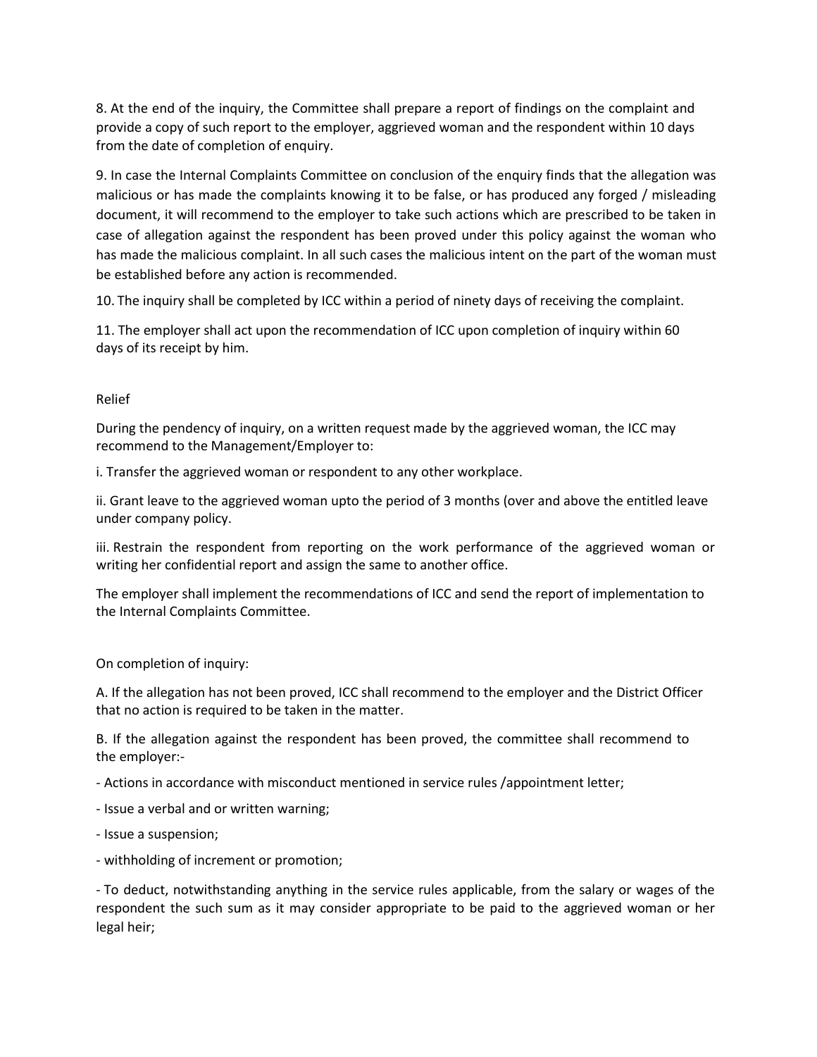8. At the end of the inquiry, the Committee shall prepare a report of findings on the complaint and provide a copy of such report to the employer, aggrieved woman and the respondent within 10 days from the date of completion of enquiry.

9. In case the Internal Complaints Committee on conclusion of the enquiry finds that the allegation was malicious or has made the complaints knowing it to be false, or has produced any forged / misleading document, it will recommend to the employer to take such actions which are prescribed to be taken in case of allegation against the respondent has been proved under this policy against the woman who has made the malicious complaint. In all such cases the malicious intent on the part of the woman must be established before any action is recommended.

10. The inquiry shall be completed by ICC within a period of ninety days of receiving the complaint.

11. The employer shall act upon the recommendation of ICC upon completion of inquiry within 60 days of its receipt by him.

Relief

During the pendency of inquiry, on a written request made by the aggrieved woman, the ICC may recommend to the Management/Employer to:

i. Transfer the aggrieved woman or respondent to any other workplace.

ii. Grant leave to the aggrieved woman upto the period of 3 months (over and above the entitled leave under company policy.

iii. Restrain the respondent from reporting on the work performance of the aggrieved woman or writing her confidential report and assign the same to another office.

The employer shall implement the recommendations of ICC and send the report of implementation to the Internal Complaints Committee.

On completion of inquiry:

A. If the allegation has not been proved, ICC shall recommend to the employer and the District Officer that no action is required to be taken in the matter.

B. If the allegation against the respondent has been proved, the committee shall recommend to the employer:-

- Actions in accordance with misconduct mentioned in service rules /appointment letter;
- Issue a verbal and or written warning;
- Issue a suspension;
- withholding of increment or promotion;
- To deduct, notwithstanding anything in the service rules applicable, from the salary or wages of the respondent the such sum as it may consider appropriate to be paid to the aggrieved woman or her legal heir;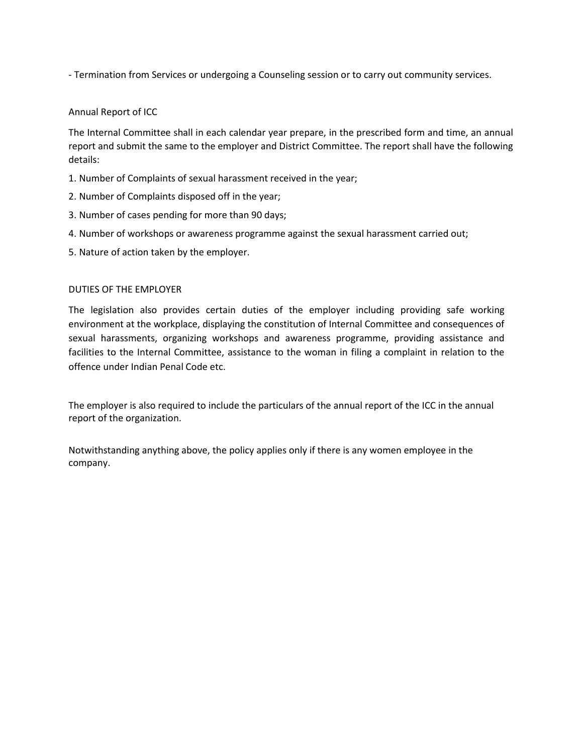- Termination from Services or undergoing a Counseling session or to carry out community services.

## Annual Report of ICC

The Internal Committee shall in each calendar year prepare, in the prescribed form and time, an annual report and submit the same to the employer and District Committee. The report shall have the following details:

1. Number of Complaints of sexual harassment received in the year;
2. Number of Complaints disposed off in the year;
3. Number of cases pending for more than 90 days;
4. Number of workshops or awareness programme against the sexual harassment carried out;
5. Nature of action taken by the employer.

## DUTIES OF THE EMPLOYER

The legislation also provides certain duties of the employer including providing safe working environment at the workplace, displaying the constitution of Internal Committee and consequences of sexual harassments, organizing workshops and awareness programme, providing assistance and facilities to the Internal Committee, assistance to the woman in filing a complaint in relation to the offence under Indian Penal Code etc.

The employer is also required to include the particulars of the annual report of the ICC in the annual report of the organization.

Notwithstanding anything above, the policy applies only if there is any women employee in the company.